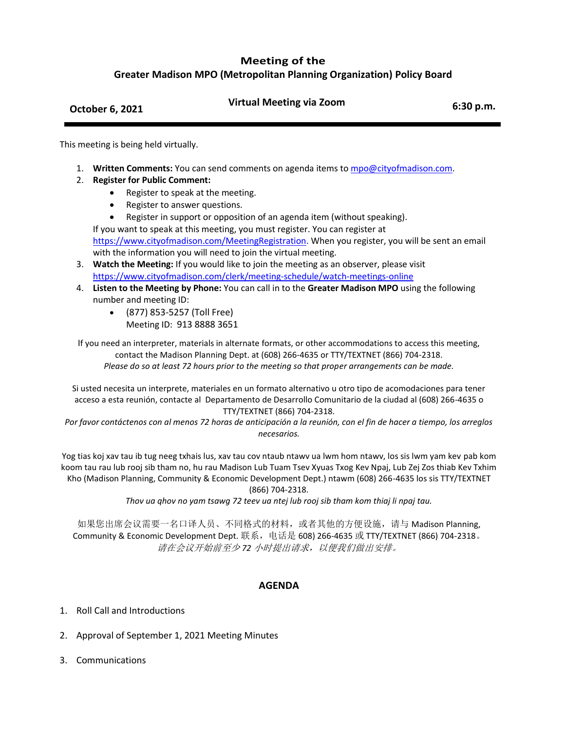# Meeting of the
## Greater Madison MPO (Metropolitan Planning Organization) Policy Board

**October 6, 2021** | **Virtual Meeting via Zoom** | **6:30 p.m.**

---

This meeting is being held virtually.

1. **Written Comments:** You can send comments on agenda items to mpo@cityofmadison.com.
2. **Register for Public Comment:**
   - Register to speak at the meeting.
   - Register to answer questions.
   - Register in support or opposition of an agenda item (without speaking).

   If you want to speak at this meeting, you must register. You can register at https://www.cityofmadison.com/MeetingRegistration. When you register, you will be sent an email with the information you will need to join the virtual meeting.
3. **Watch the Meeting:** If you would like to join the meeting as an observer, please visit https://www.cityofmadison.com/clerk/meeting-schedule/watch-meetings-online
4. **Listen to the Meeting by Phone:** You can call in to the **Greater Madison MPO** using the following number and meeting ID:
   - (877) 853-5257 (Toll Free)
     Meeting ID: 913 8888 3651

If you need an interpreter, materials in alternate formats, or other accommodations to access this meeting, contact the Madison Planning Dept. at (608) 266-4635 or TTY/TEXTNET (866) 704-2318.
*Please do so at least 72 hours prior to the meeting so that proper arrangements can be made.*

Si usted necesita un interprete, materiales en un formato alternativo u otro tipo de acomodaciones para tener acceso a esta reunión, contacte al Departamento de Desarrollo Comunitario de la ciudad al (608) 266-4635 o TTY/TEXTNET (866) 704-2318.
*Por favor contáctenos con al menos 72 horas de anticipación a la reunión, con el fin de hacer a tiempo, los arreglos necesarios.*

Yog tias koj xav tau ib tug neeg txhais lus, xav tau cov ntaub ntawv ua lwm hom ntawv, los sis lwm yam kev pab kom koom tau rau lub rooj sib tham no, hu rau Madison Lub Tuam Tsev Xyuas Txog Kev Npaj, Lub Zej Zos thiab Kev Txhim Kho (Madison Planning, Community & Economic Development Dept.) ntawm (608) 266-4635 los sis TTY/TEXTNET (866) 704-2318.
*Thov ua qhov no yam tsawg 72 teev ua ntej lub rooj sib tham kom thiaj li npaj tau.*

如果您出席会议需要一名口译人员、不同格式的材料，或者其他的方便设施，请与 Madison Planning, Community & Economic Development Dept. 联系，电话是 608) 266-4635 或 TTY/TEXTNET (866) 704-2318。
*请在会议开始前至少 72 小时提出请求，以便我们做出安排。*

## AGENDA

1. Roll Call and Introductions

2. Approval of September 1, 2021 Meeting Minutes

3. Communications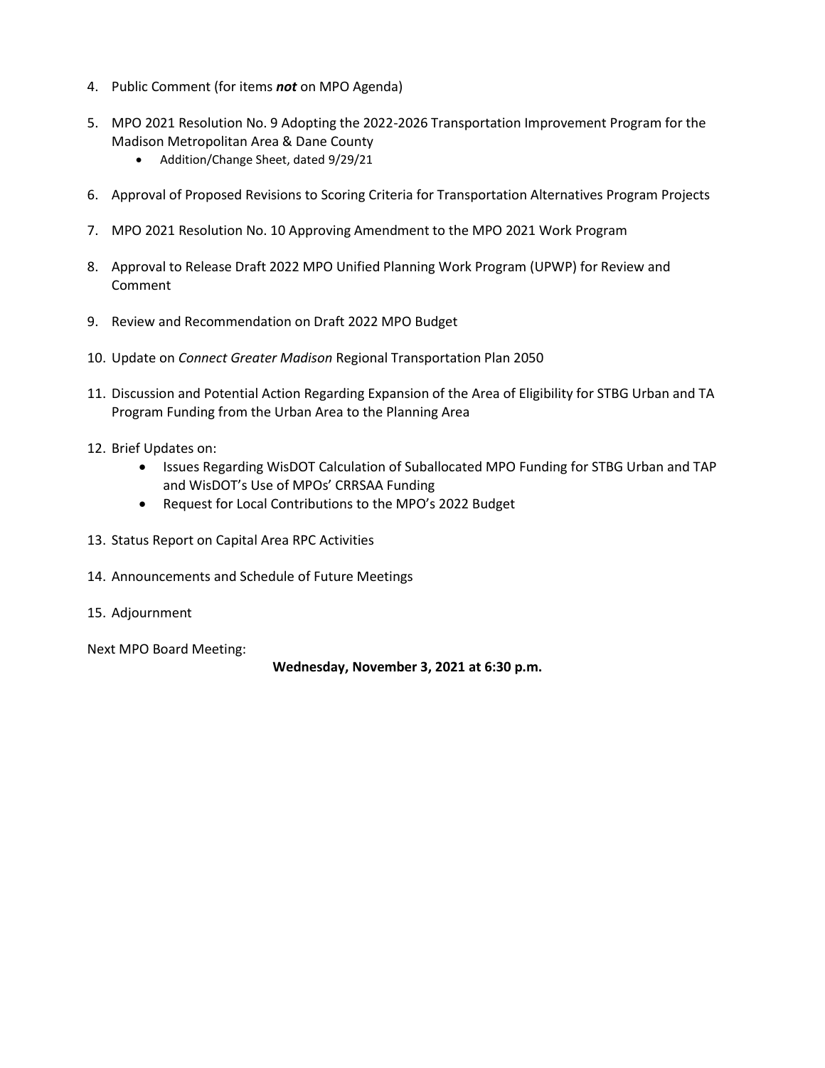4. Public Comment (for items ***not*** on MPO Agenda)

5. MPO 2021 Resolution No. 9 Adopting the 2022-2026 Transportation Improvement Program for the Madison Metropolitan Area & Dane County
   - Addition/Change Sheet, dated 9/29/21

6. Approval of Proposed Revisions to Scoring Criteria for Transportation Alternatives Program Projects

7. MPO 2021 Resolution No. 10 Approving Amendment to the MPO 2021 Work Program

8. Approval to Release Draft 2022 MPO Unified Planning Work Program (UPWP) for Review and Comment

9. Review and Recommendation on Draft 2022 MPO Budget

10. Update on *Connect Greater Madison* Regional Transportation Plan 2050

11. Discussion and Potential Action Regarding Expansion of the Area of Eligibility for STBG Urban and TA Program Funding from the Urban Area to the Planning Area

12. Brief Updates on:
    - Issues Regarding WisDOT Calculation of Suballocated MPO Funding for STBG Urban and TAP and WisDOT's Use of MPOs' CRRSAA Funding
    - Request for Local Contributions to the MPO's 2022 Budget

13. Status Report on Capital Area RPC Activities

14. Announcements and Schedule of Future Meetings

15. Adjournment

Next MPO Board Meeting:

**Wednesday, November 3, 2021 at 6:30 p.m.**